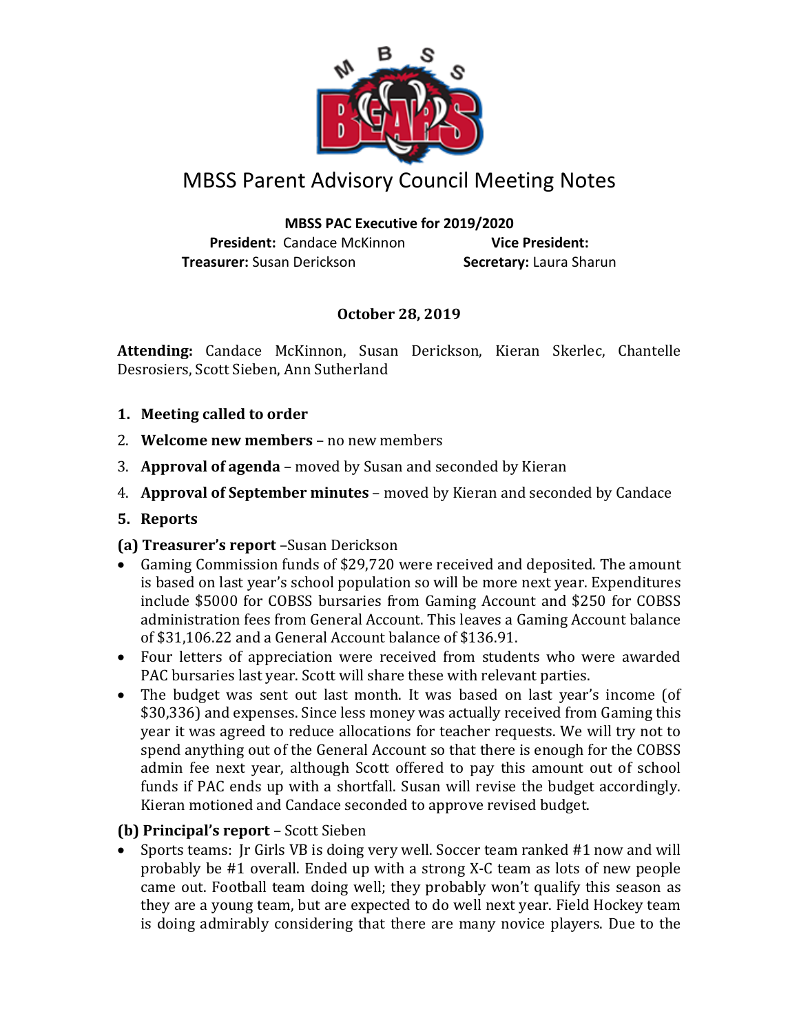# MBSS Parent Advisory Council Meeting Notes

**MBSS PAC Executive for 2019/2020**

**President:** Candace McKinnon
**Vice President:**
**Treasurer:** Susan Derickson
**Secretary:** Laura Sharun

**October 28, 2019**

**Attending:** Candace McKinnon, Susan Derickson, Kieran Skerlec, Chantelle Desrosiers, Scott Sieben, Ann Sutherland

1. **Meeting called to order**
2. **Welcome new members** – no new members
3. **Approval of agenda** – moved by Susan and seconded by Kieran
4. **Approval of September minutes** – moved by Kieran and seconded by Candace
5. **Reports**

**(a) Treasurer's report** –Susan Derickson

- Gaming Commission funds of $29,720 were received and deposited. The amount is based on last year's school population so will be more next year. Expenditures include $5000 for COBSS bursaries from Gaming Account and $250 for COBSS administration fees from General Account. This leaves a Gaming Account balance of $31,106.22 and a General Account balance of $136.91.
- Four letters of appreciation were received from students who were awarded PAC bursaries last year. Scott will share these with relevant parties.
- The budget was sent out last month. It was based on last year's income (of $30,336) and expenses. Since less money was actually received from Gaming this year it was agreed to reduce allocations for teacher requests. We will try not to spend anything out of the General Account so that there is enough for the COBSS admin fee next year, although Scott offered to pay this amount out of school funds if PAC ends up with a shortfall. Susan will revise the budget accordingly. Kieran motioned and Candace seconded to approve revised budget.

**(b) Principal's report** – Scott Sieben

- Sports teams: Jr Girls VB is doing very well. Soccer team ranked #1 now and will probably be #1 overall. Ended up with a strong X-C team as lots of new people came out. Football team doing well; they probably won't qualify this season as they are a young team, but are expected to do well next year. Field Hockey team is doing admirably considering that there are many novice players. Due to the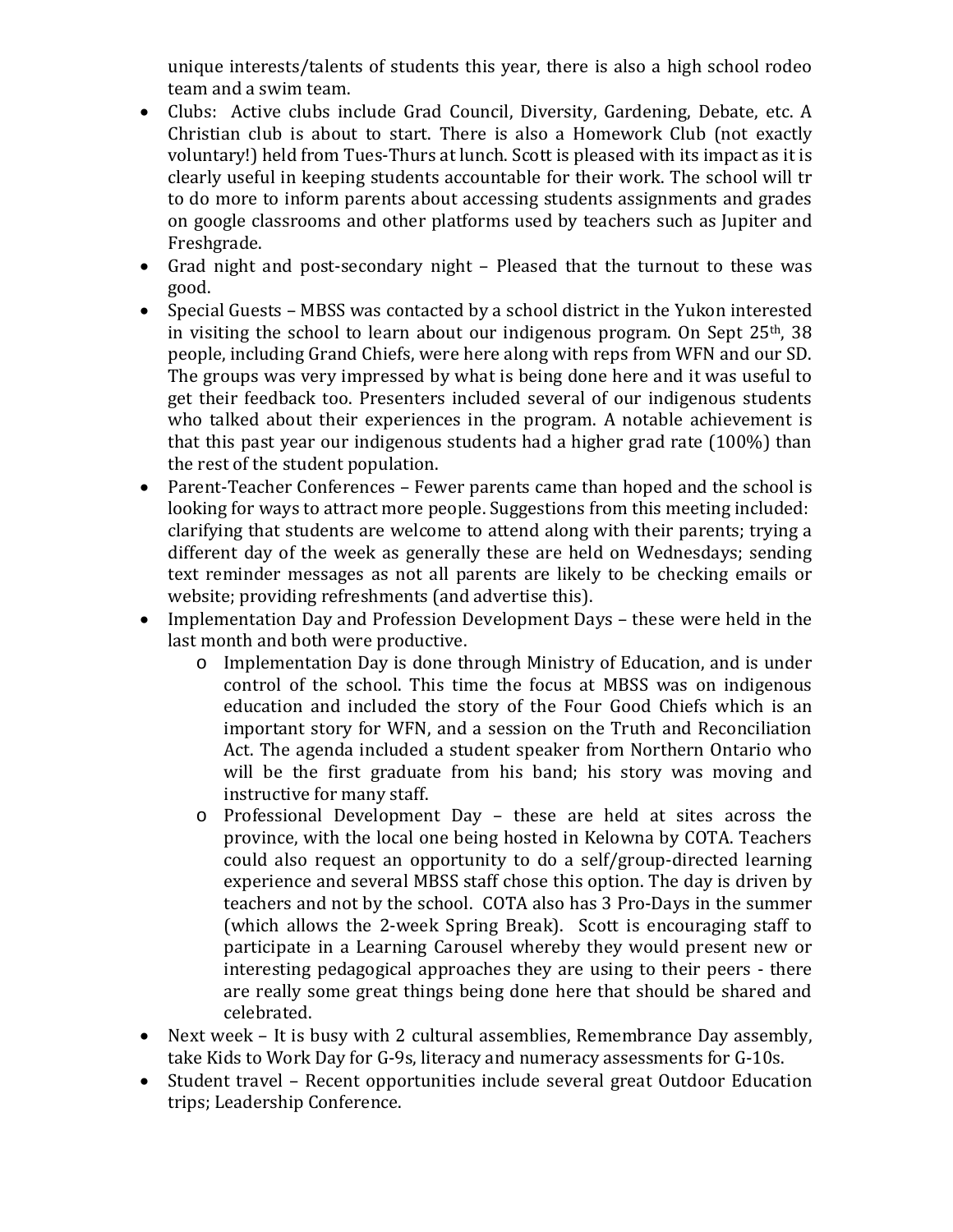unique interests/talents of students this year, there is also a high school rodeo team and a swim team.

- Clubs: Active clubs include Grad Council, Diversity, Gardening, Debate, etc. A Christian club is about to start. There is also a Homework Club (not exactly voluntary!) held from Tues-Thurs at lunch. Scott is pleased with its impact as it is clearly useful in keeping students accountable for their work. The school will tr to do more to inform parents about accessing students assignments and grades on google classrooms and other platforms used by teachers such as Jupiter and Freshgrade.
- Grad night and post-secondary night – Pleased that the turnout to these was good.
- Special Guests – MBSS was contacted by a school district in the Yukon interested in visiting the school to learn about our indigenous program. On Sept 25th, 38 people, including Grand Chiefs, were here along with reps from WFN and our SD. The groups was very impressed by what is being done here and it was useful to get their feedback too. Presenters included several of our indigenous students who talked about their experiences in the program. A notable achievement is that this past year our indigenous students had a higher grad rate (100%) than the rest of the student population.
- Parent-Teacher Conferences – Fewer parents came than hoped and the school is looking for ways to attract more people. Suggestions from this meeting included: clarifying that students are welcome to attend along with their parents; trying a different day of the week as generally these are held on Wednesdays; sending text reminder messages as not all parents are likely to be checking emails or website; providing refreshments (and advertise this).
- Implementation Day and Profession Development Days – these were held in the last month and both were productive.
    - Implementation Day is done through Ministry of Education, and is under control of the school. This time the focus at MBSS was on indigenous education and included the story of the Four Good Chiefs which is an important story for WFN, and a session on the Truth and Reconciliation Act. The agenda included a student speaker from Northern Ontario who will be the first graduate from his band; his story was moving and instructive for many staff.
    - Professional Development Day – these are held at sites across the province, with the local one being hosted in Kelowna by COTA. Teachers could also request an opportunity to do a self/group-directed learning experience and several MBSS staff chose this option. The day is driven by teachers and not by the school. COTA also has 3 Pro-Days in the summer (which allows the 2-week Spring Break). Scott is encouraging staff to participate in a Learning Carousel whereby they would present new or interesting pedagogical approaches they are using to their peers - there are really some great things being done here that should be shared and celebrated.
- Next week – It is busy with 2 cultural assemblies, Remembrance Day assembly, take Kids to Work Day for G-9s, literacy and numeracy assessments for G-10s.
- Student travel – Recent opportunities include several great Outdoor Education trips; Leadership Conference.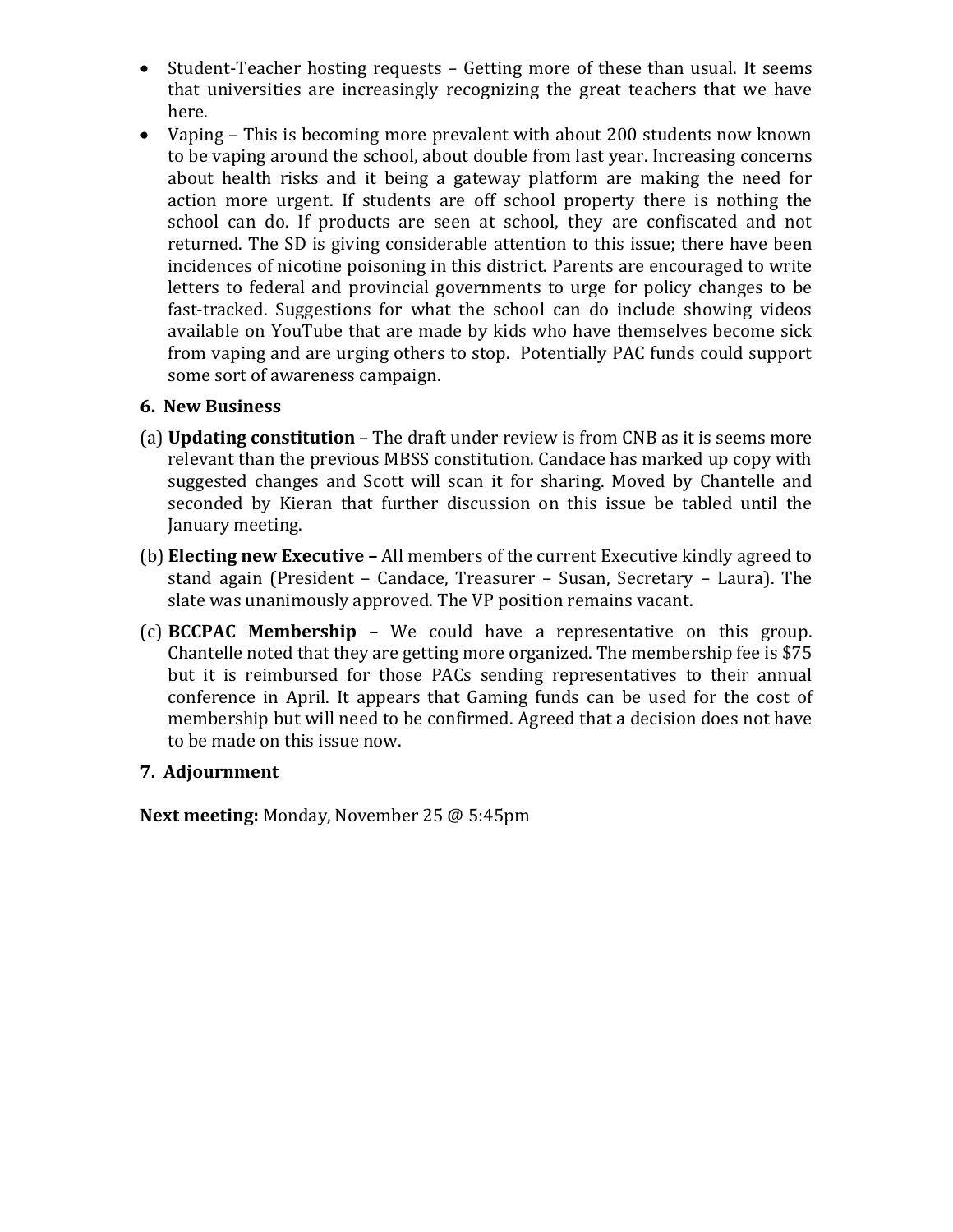- Student-Teacher hosting requests – Getting more of these than usual. It seems that universities are increasingly recognizing the great teachers that we have here.
- Vaping – This is becoming more prevalent with about 200 students now known to be vaping around the school, about double from last year. Increasing concerns about health risks and it being a gateway platform are making the need for action more urgent. If students are off school property there is nothing the school can do. If products are seen at school, they are confiscated and not returned. The SD is giving considerable attention to this issue; there have been incidences of nicotine poisoning in this district. Parents are encouraged to write letters to federal and provincial governments to urge for policy changes to be fast-tracked. Suggestions for what the school can do include showing videos available on YouTube that are made by kids who have themselves become sick from vaping and are urging others to stop. Potentially PAC funds could support some sort of awareness campaign.

### 6. New Business

(a) **Updating constitution** – The draft under review is from CNB as it is seems more relevant than the previous MBSS constitution. Candace has marked up copy with suggested changes and Scott will scan it for sharing. Moved by Chantelle and seconded by Kieran that further discussion on this issue be tabled until the January meeting.

(b) **Electing new Executive –** All members of the current Executive kindly agreed to stand again (President – Candace, Treasurer – Susan, Secretary – Laura). The slate was unanimously approved. The VP position remains vacant.

(c) **BCCPAC Membership –** We could have a representative on this group. Chantelle noted that they are getting more organized. The membership fee is $75 but it is reimbursed for those PACs sending representatives to their annual conference in April. It appears that Gaming funds can be used for the cost of membership but will need to be confirmed. Agreed that a decision does not have to be made on this issue now.

### 7. Adjournment

**Next meeting:** Monday, November 25 @ 5:45pm